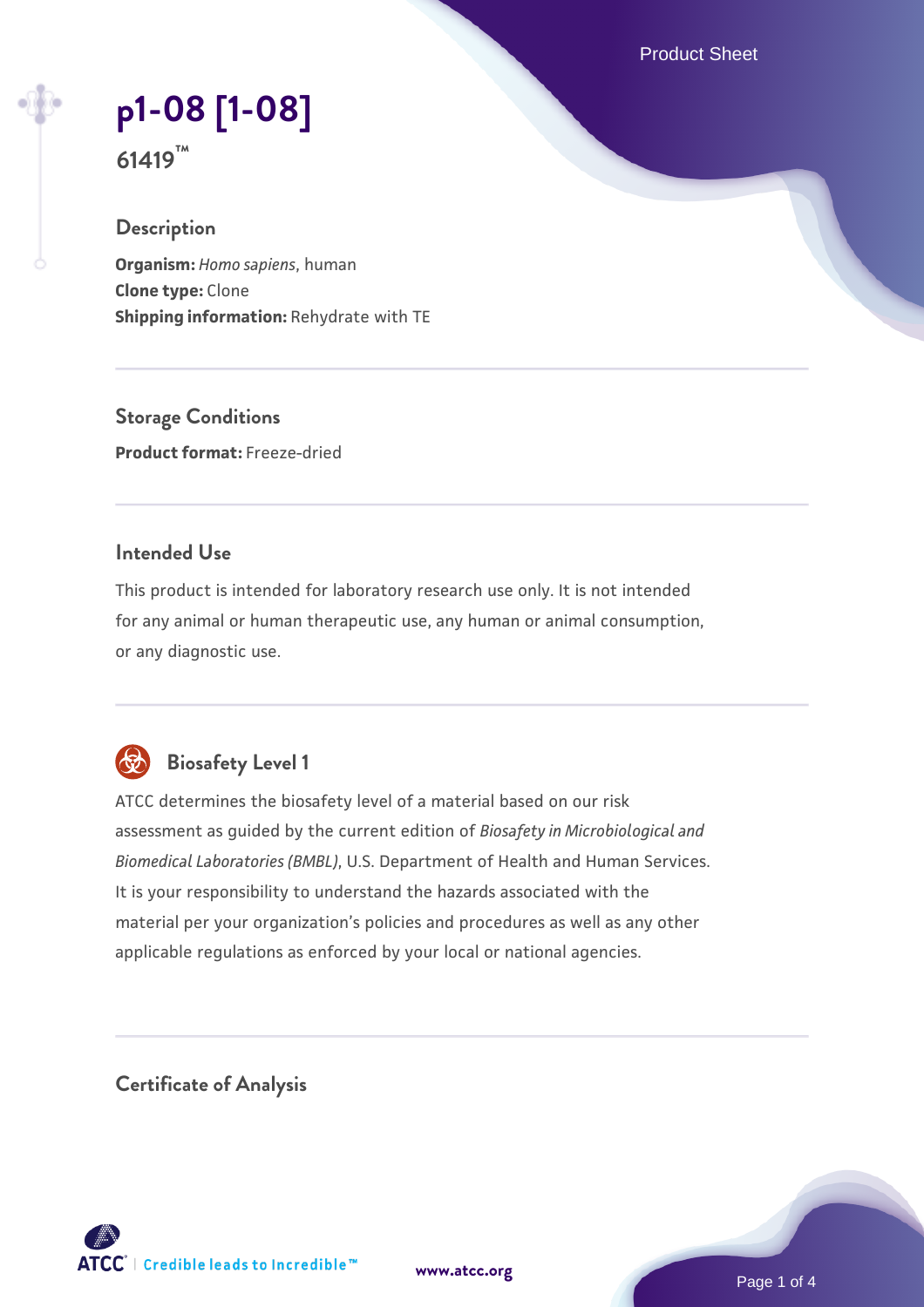# p1-08 [1-08]

**61419™**

## Description

**Organism:** *Homo sapiens*, human
**Clone type:** Clone
**Shipping information:** Rehydrate with TE

## Storage Conditions

**Product format:** Freeze-dried

## Intended Use

This product is intended for laboratory research use only. It is not intended for any animal or human therapeutic use, any human or animal consumption, or any diagnostic use.

## Biosafety Level 1

ATCC determines the biosafety level of a material based on our risk assessment as guided by the current edition of *Biosafety in Microbiological and Biomedical Laboratories (BMBL)*, U.S. Department of Health and Human Services. It is your responsibility to understand the hazards associated with the material per your organization's policies and procedures as well as any other applicable regulations as enforced by your local or national agencies.

## Certificate of Analysis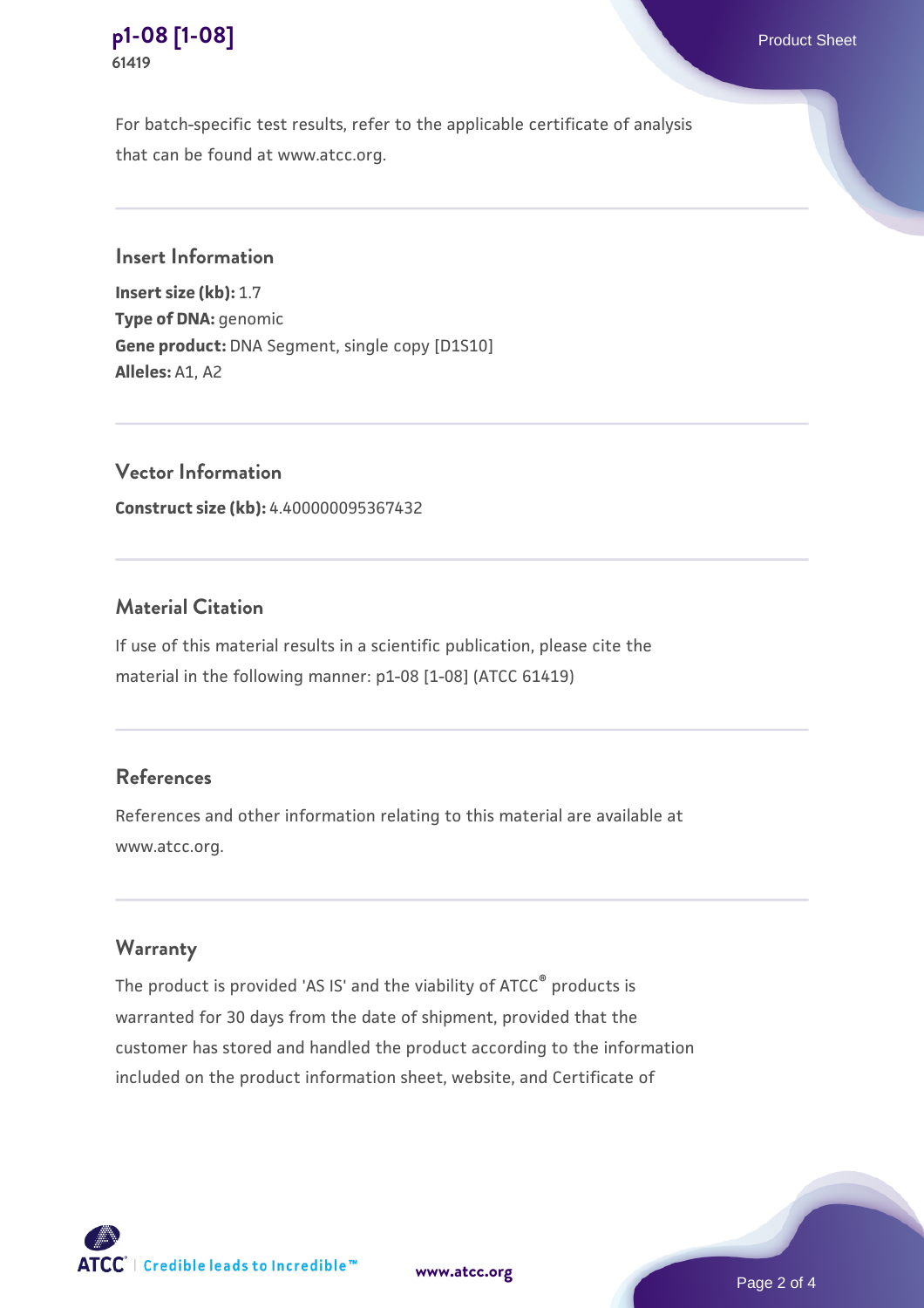For batch-specific test results, refer to the applicable certificate of analysis that can be found at www.atcc.org.

## Insert Information

**Insert size (kb):** 1.7
**Type of DNA:** genomic
**Gene product:** DNA Segment, single copy [D1S10]
**Alleles:** A1, A2

## Vector Information

**Construct size (kb):** 4.400000095367432

## Material Citation

If use of this material results in a scientific publication, please cite the material in the following manner: p1-08 [1-08] (ATCC 61419)

## References

References and other information relating to this material are available at www.atcc.org.

## Warranty

The product is provided 'AS IS' and the viability of ATCC® products is warranted for 30 days from the date of shipment, provided that the customer has stored and handled the product according to the information included on the product information sheet, website, and Certificate of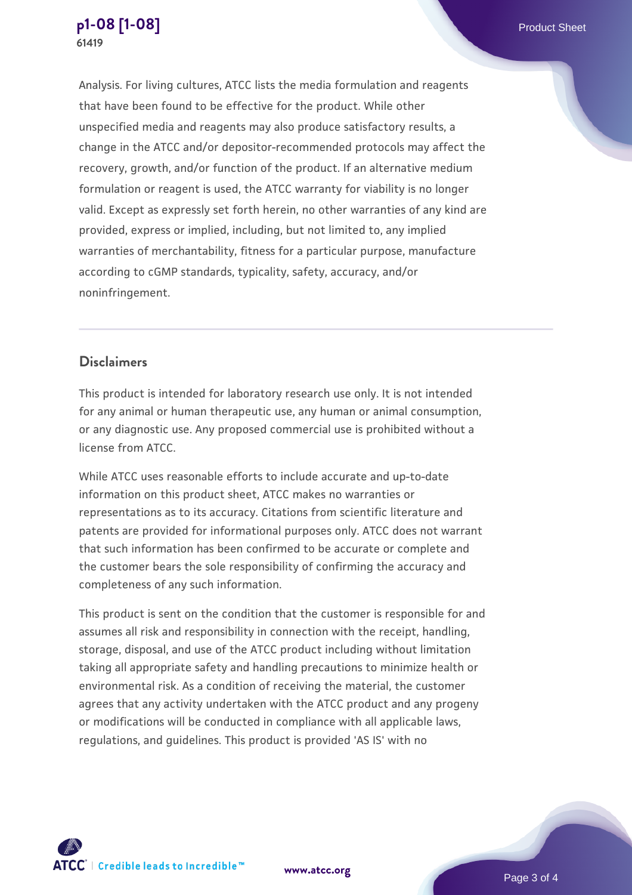Analysis. For living cultures, ATCC lists the media formulation and reagents that have been found to be effective for the product. While other unspecified media and reagents may also produce satisfactory results, a change in the ATCC and/or depositor-recommended protocols may affect the recovery, growth, and/or function of the product. If an alternative medium formulation or reagent is used, the ATCC warranty for viability is no longer valid. Except as expressly set forth herein, no other warranties of any kind are provided, express or implied, including, but not limited to, any implied warranties of merchantability, fitness for a particular purpose, manufacture according to cGMP standards, typicality, safety, accuracy, and/or noninfringement.

## Disclaimers

This product is intended for laboratory research use only. It is not intended for any animal or human therapeutic use, any human or animal consumption, or any diagnostic use. Any proposed commercial use is prohibited without a license from ATCC.

While ATCC uses reasonable efforts to include accurate and up-to-date information on this product sheet, ATCC makes no warranties or representations as to its accuracy. Citations from scientific literature and patents are provided for informational purposes only. ATCC does not warrant that such information has been confirmed to be accurate or complete and the customer bears the sole responsibility of confirming the accuracy and completeness of any such information.

This product is sent on the condition that the customer is responsible for and assumes all risk and responsibility in connection with the receipt, handling, storage, disposal, and use of the ATCC product including without limitation taking all appropriate safety and handling precautions to minimize health or environmental risk. As a condition of receiving the material, the customer agrees that any activity undertaken with the ATCC product and any progeny or modifications will be conducted in compliance with all applicable laws, regulations, and guidelines. This product is provided 'AS IS' with no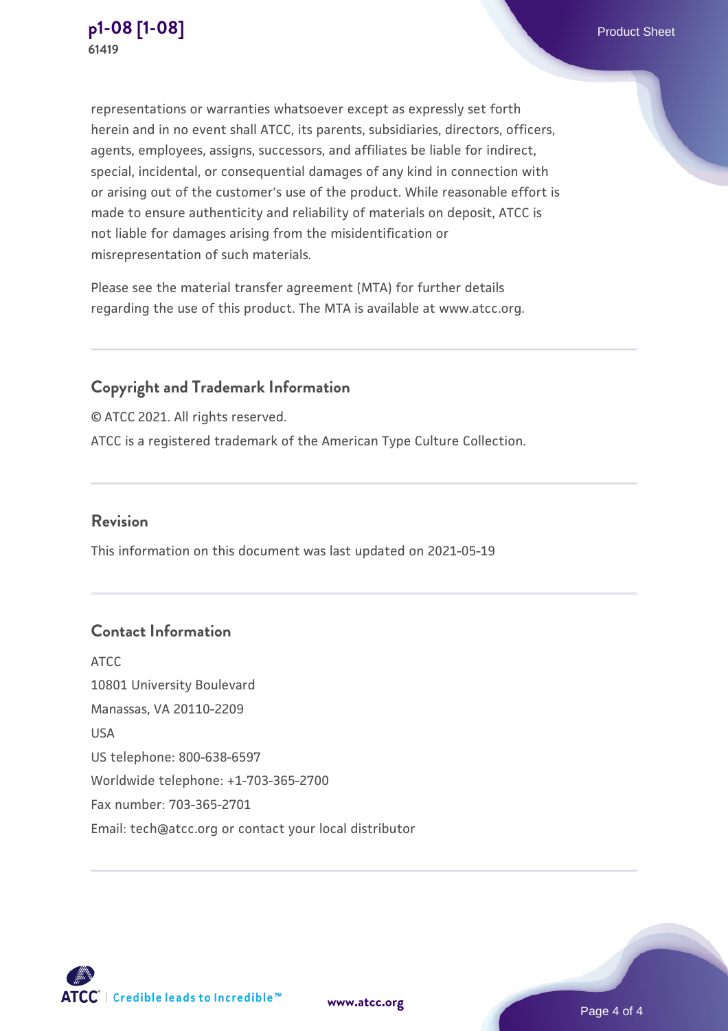representations or warranties whatsoever except as expressly set forth herein and in no event shall ATCC, its parents, subsidiaries, directors, officers, agents, employees, assigns, successors, and affiliates be liable for indirect, special, incidental, or consequential damages of any kind in connection with or arising out of the customer's use of the product. While reasonable effort is made to ensure authenticity and reliability of materials on deposit, ATCC is not liable for damages arising from the misidentification or misrepresentation of such materials.

Please see the material transfer agreement (MTA) for further details regarding the use of this product. The MTA is available at www.atcc.org.

## Copyright and Trademark Information

© ATCC 2021. All rights reserved.

ATCC is a registered trademark of the American Type Culture Collection.

## Revision

This information on this document was last updated on 2021-05-19

## Contact Information

ATCC
10801 University Boulevard
Manassas, VA 20110-2209
USA
US telephone: 800-638-6597
Worldwide telephone: +1-703-365-2700
Fax number: 703-365-2701
Email: tech@atcc.org or contact your local distributor